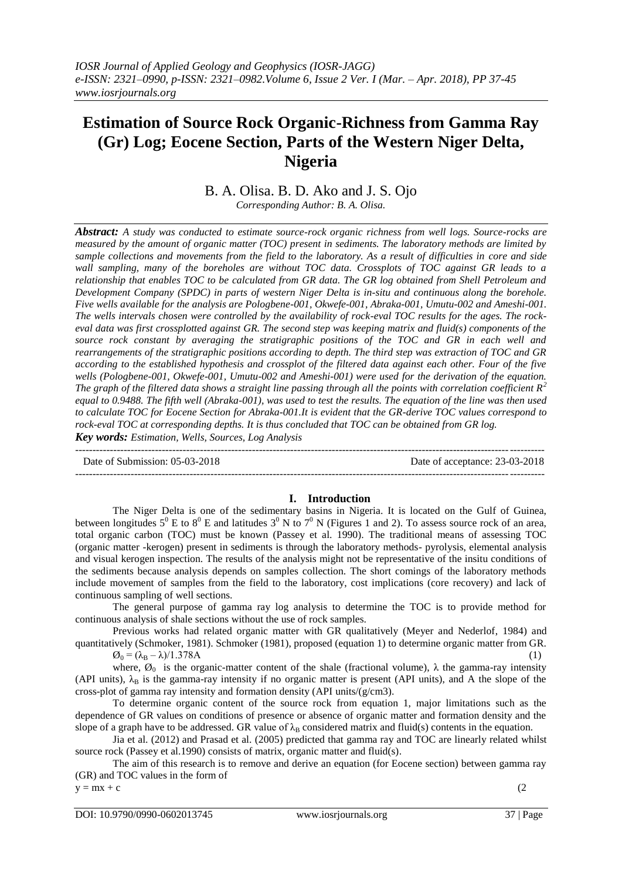*IOSR Journal of Applied Geology and Geophysics (IOSR-JAGG)*
*e-ISSN: 2321–0990, p-ISSN: 2321–0982.Volume 6, Issue 2 Ver. I (Mar. – Apr. 2018), PP 37-45*
*www.iosrjournals.org*

# Estimation of Source Rock Organic-Richness from Gamma Ray (Gr) Log; Eocene Section, Parts of the Western Niger Delta, Nigeria

B. A. Olisa. B. D. Ako and J. S. Ojo

*Corresponding Author: B. A. Olisa.*

***Abstract:*** *A study was conducted to estimate source-rock organic richness from well logs. Source-rocks are measured by the amount of organic matter (TOC) present in sediments. The laboratory methods are limited by sample collections and movements from the field to the laboratory. As a result of difficulties in core and side wall sampling, many of the boreholes are without TOC data. Crossplots of TOC against GR leads to a relationship that enables TOC to be calculated from GR data. The GR log obtained from Shell Petroleum and Development Company (SPDC) in parts of western Niger Delta is in-situ and continuous along the borehole. Five wells available for the analysis are Pologbene-001, Okwefe-001, Abraka-001, Umutu-002 and Ameshi-001. The wells intervals chosen were controlled by the availability of rock-eval TOC results for the ages. The rock-eval data was first crossplotted against GR. The second step was keeping matrix and fluid(s) components of the source rock constant by averaging the stratigraphic positions of the TOC and GR in each well and rearrangements of the stratigraphic positions according to depth. The third step was extraction of TOC and GR according to the established hypothesis and crossplot of the filtered data against each other. Four of the five wells (Pologbene-001, Okwefe-001, Umutu-002 and Ameshi-001) were used for the derivation of the equation. The graph of the filtered data shows a straight line passing through all the points with correlation coefficient $R^2$ equal to 0.9488. The fifth well (Abraka-001), was used to test the results. The equation of the line was then used to calculate TOC for Eocene Section for Abraka-001.It is evident that the GR-derive TOC values correspond to rock-eval TOC at corresponding depths. It is thus concluded that TOC can be obtained from GR log.*

***Key words:*** *Estimation, Wells, Sources, Log Analysis*

---

Date of Submission: 05-03-2018 Date of acceptance: 23-03-2018

---

## I. Introduction

The Niger Delta is one of the sedimentary basins in Nigeria. It is located on the Gulf of Guinea, between longitudes $5^0$ E to $8^0$ E and latitudes $3^0$ N to $7^0$ N (Figures 1 and 2). To assess source rock of an area, total organic carbon (TOC) must be known (Passey et al. 1990). The traditional means of assessing TOC (organic matter -kerogen) present in sediments is through the laboratory methods- pyrolysis, elemental analysis and visual kerogen inspection. The results of the analysis might not be representative of the insitu conditions of the sediments because analysis depends on samples collection. The short comings of the laboratory methods include movement of samples from the field to the laboratory, cost implications (core recovery) and lack of continuous sampling of well sections.

The general purpose of gamma ray log analysis to determine the TOC is to provide method for continuous analysis of shale sections without the use of rock samples.

Previous works had related organic matter with GR qualitatively (Meyer and Nederlof, 1984) and quantitatively (Schmoker, 1981). Schmoker (1981), proposed (equation 1) to determine organic matter from GR.

$$\text{Ø}_0 = (\lambda_B - \lambda)/1.378A \quad (1)$$

where, $\text{Ø}_0$ is the organic-matter content of the shale (fractional volume), $\lambda$ the gamma-ray intensity (API units), $\lambda_B$ is the gamma-ray intensity if no organic matter is present (API units), and A the slope of the cross-plot of gamma ray intensity and formation density (API units/(g/cm3).

To determine organic content of the source rock from equation 1, major limitations such as the dependence of GR values on conditions of presence or absence of organic matter and formation density and the slope of a graph have to be addressed. GR value of $\lambda_B$ considered matrix and fluid(s) contents in the equation.

Jia et al. (2012) and Prasad et al. (2005) predicted that gamma ray and TOC are linearly related whilst source rock (Passey et al.1990) consists of matrix, organic matter and fluid(s).

The aim of this research is to remove and derive an equation (for Eocene section) between gamma ray (GR) and TOC values in the form of

$$y = mx + c \quad (2$$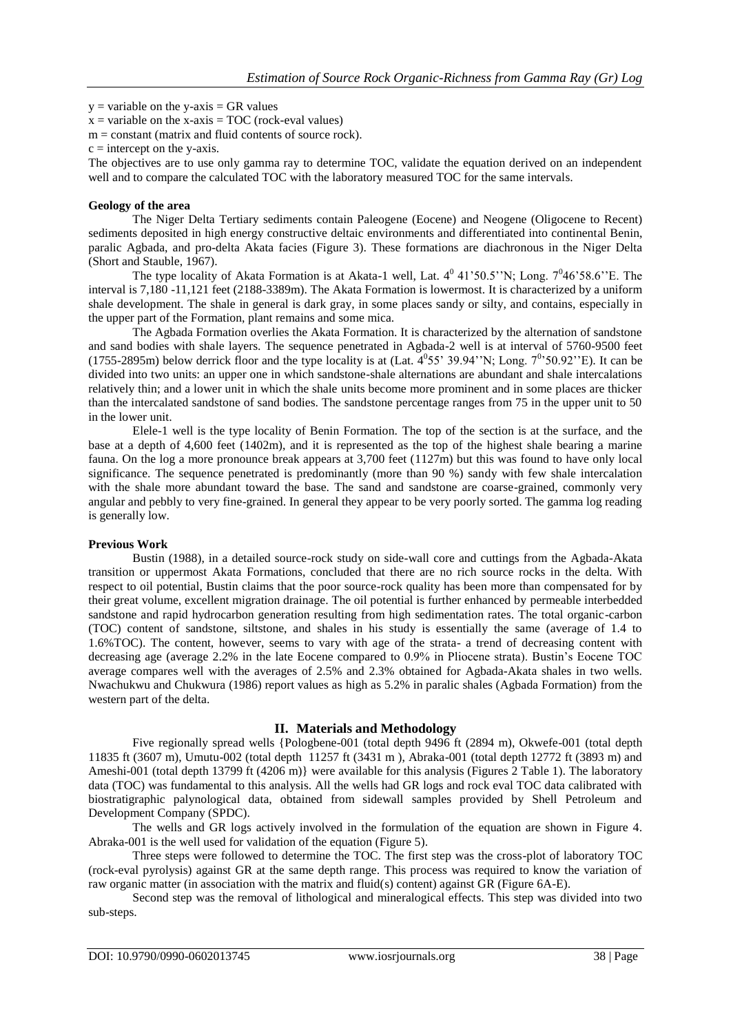$y$ = variable on the y-axis = GR values

$x$ = variable on the x-axis = TOC (rock-eval values)

$m$ = constant (matrix and fluid contents of source rock).

$c$ = intercept on the y-axis.

The objectives are to use only gamma ray to determine TOC, validate the equation derived on an independent well and to compare the calculated TOC with the laboratory measured TOC for the same intervals.

**Geology of the area**

The Niger Delta Tertiary sediments contain Paleogene (Eocene) and Neogene (Oligocene to Recent) sediments deposited in high energy constructive deltaic environments and differentiated into continental Benin, paralic Agbada, and pro-delta Akata facies (Figure 3). These formations are diachronous in the Niger Delta (Short and Stauble, 1967).

The type locality of Akata Formation is at Akata-1 well, Lat. $4^0$ 41'50.5''N; Long. $7^0$46'58.6''E. The interval is 7,180 -11,121 feet (2188-3389m). The Akata Formation is lowermost. It is characterized by a uniform shale development. The shale in general is dark gray, in some places sandy or silty, and contains, especially in the upper part of the Formation, plant remains and some mica.

The Agbada Formation overlies the Akata Formation. It is characterized by the alternation of sandstone and sand bodies with shale layers. The sequence penetrated in Agbada-2 well is at interval of 5760-9500 feet (1755-2895m) below derrick floor and the type locality is at (Lat. $4^0$55' 39.94''N; Long. $7^0$'50.92''E). It can be divided into two units: an upper one in which sandstone-shale alternations are abundant and shale intercalations relatively thin; and a lower unit in which the shale units become more prominent and in some places are thicker than the intercalated sandstone of sand bodies. The sandstone percentage ranges from 75 in the upper unit to 50 in the lower unit.

Elele-1 well is the type locality of Benin Formation. The top of the section is at the surface, and the base at a depth of 4,600 feet (1402m), and it is represented as the top of the highest shale bearing a marine fauna. On the log a more pronounce break appears at 3,700 feet (1127m) but this was found to have only local significance. The sequence penetrated is predominantly (more than 90 %) sandy with few shale intercalation with the shale more abundant toward the base. The sand and sandstone are coarse-grained, commonly very angular and pebbly to very fine-grained. In general they appear to be very poorly sorted. The gamma log reading is generally low.

**Previous Work**

Bustin (1988), in a detailed source-rock study on side-wall core and cuttings from the Agbada-Akata transition or uppermost Akata Formations, concluded that there are no rich source rocks in the delta. With respect to oil potential, Bustin claims that the poor source-rock quality has been more than compensated for by their great volume, excellent migration drainage. The oil potential is further enhanced by permeable interbedded sandstone and rapid hydrocarbon generation resulting from high sedimentation rates. The total organic-carbon (TOC) content of sandstone, siltstone, and shales in his study is essentially the same (average of 1.4 to 1.6%TOC). The content, however, seems to vary with age of the strata- a trend of decreasing content with decreasing age (average 2.2% in the late Eocene compared to 0.9% in Pliocene strata). Bustin's Eocene TOC average compares well with the averages of 2.5% and 2.3% obtained for Agbada-Akata shales in two wells. Nwachukwu and Chukwura (1986) report values as high as 5.2% in paralic shales (Agbada Formation) from the western part of the delta.

## II. Materials and Methodology

Five regionally spread wells {Pologbene-001 (total depth 9496 ft (2894 m), Okwefe-001 (total depth 11835 ft (3607 m), Umutu-002 (total depth 11257 ft (3431 m ), Abraka-001 (total depth 12772 ft (3893 m) and Ameshi-001 (total depth 13799 ft (4206 m)} were available for this analysis (Figures 2 Table 1). The laboratory data (TOC) was fundamental to this analysis. All the wells had GR logs and rock eval TOC data calibrated with biostratigraphic palynological data, obtained from sidewall samples provided by Shell Petroleum and Development Company (SPDC).

The wells and GR logs actively involved in the formulation of the equation are shown in Figure 4. Abraka-001 is the well used for validation of the equation (Figure 5).

Three steps were followed to determine the TOC. The first step was the cross-plot of laboratory TOC (rock-eval pyrolysis) against GR at the same depth range. This process was required to know the variation of raw organic matter (in association with the matrix and fluid(s) content) against GR (Figure 6A-E).

Second step was the removal of lithological and mineralogical effects. This step was divided into two sub-steps.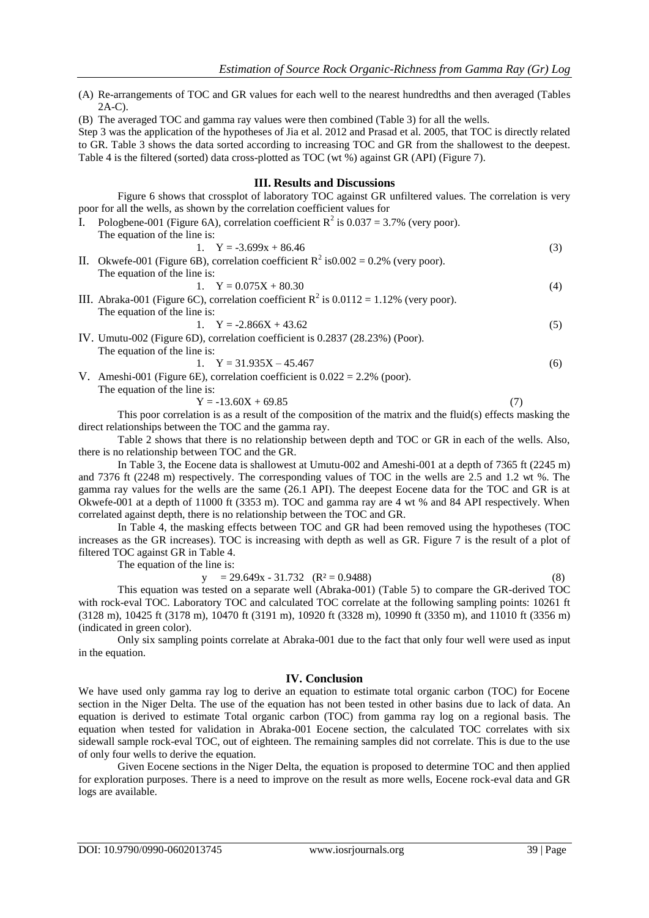(A) Re-arrangements of TOC and GR values for each well to the nearest hundredths and then averaged (Tables 2A-C).

(B) The averaged TOC and gamma ray values were then combined (Table 3) for all the wells.

Step 3 was the application of the hypotheses of Jia et al. 2012 and Prasad et al. 2005, that TOC is directly related to GR. Table 3 shows the data sorted according to increasing TOC and GR from the shallowest to the deepest. Table 4 is the filtered (sorted) data cross-plotted as TOC (wt %) against GR (API) (Figure 7).

## III. Results and Discussions

Figure 6 shows that crossplot of laboratory TOC against GR unfiltered values. The correlation is very poor for all the wells, as shown by the correlation coefficient values for

I. Pologbene-001 (Figure 6A), correlation coefficient $R^2$ is 0.037 = 3.7% (very poor).
   The equation of the line is:
   1. $$Y = -3.699x + 86.46 \tag{3}$$

II. Okwefe-001 (Figure 6B), correlation coefficient $R^2$ is0.002 = 0.2% (very poor).
   The equation of the line is:
   1. $$Y = 0.075X + 80.30 \tag{4}$$

III. Abraka-001 (Figure 6C), correlation coefficient $R^2$ is 0.0112 = 1.12% (very poor).
   The equation of the line is:
   1. $$Y = -2.866X + 43.62 \tag{5}$$

IV. Umutu-002 (Figure 6D), correlation coefficient is 0.2837 (28.23%) (Poor).
   The equation of the line is:
   1. $$Y = 31.935X – 45.467 \tag{6}$$

V. Ameshi-001 (Figure 6E), correlation coefficient is 0.022 = 2.2% (poor).
   The equation of the line is:
   $$Y = -13.60X + 69.85 \tag{7}$$

This poor correlation is as a result of the composition of the matrix and the fluid(s) effects masking the direct relationships between the TOC and the gamma ray.

Table 2 shows that there is no relationship between depth and TOC or GR in each of the wells. Also, there is no relationship between TOC and the GR.

In Table 3, the Eocene data is shallowest at Umutu-002 and Ameshi-001 at a depth of 7365 ft (2245 m) and 7376 ft (2248 m) respectively. The corresponding values of TOC in the wells are 2.5 and 1.2 wt %. The gamma ray values for the wells are the same (26.1 API). The deepest Eocene data for the TOC and GR is at Okwefe-001 at a depth of 11000 ft (3353 m). TOC and gamma ray are 4 wt % and 84 API respectively. When correlated against depth, there is no relationship between the TOC and GR.

In Table 4, the masking effects between TOC and GR had been removed using the hypotheses (TOC increases as the GR increases). TOC is increasing with depth as well as GR. Figure 7 is the result of a plot of filtered TOC against GR in Table 4.

The equation of the line is:

$$y = 29.649x - 31.732 \quad (R^2 = 0.9488) \tag{8}$$

This equation was tested on a separate well (Abraka-001) (Table 5) to compare the GR-derived TOC with rock-eval TOC. Laboratory TOC and calculated TOC correlate at the following sampling points: 10261 ft (3128 m), 10425 ft (3178 m), 10470 ft (3191 m), 10920 ft (3328 m), 10990 ft (3350 m), and 11010 ft (3356 m) (indicated in green color).

Only six sampling points correlate at Abraka-001 due to the fact that only four well were used as input in the equation.

## IV. Conclusion

We have used only gamma ray log to derive an equation to estimate total organic carbon (TOC) for Eocene section in the Niger Delta. The use of the equation has not been tested in other basins due to lack of data. An equation is derived to estimate Total organic carbon (TOC) from gamma ray log on a regional basis. The equation when tested for validation in Abraka-001 Eocene section, the calculated TOC correlates with six sidewall sample rock-eval TOC, out of eighteen. The remaining samples did not correlate. This is due to the use of only four wells to derive the equation.

Given Eocene sections in the Niger Delta, the equation is proposed to determine TOC and then applied for exploration purposes. There is a need to improve on the result as more wells, Eocene rock-eval data and GR logs are available.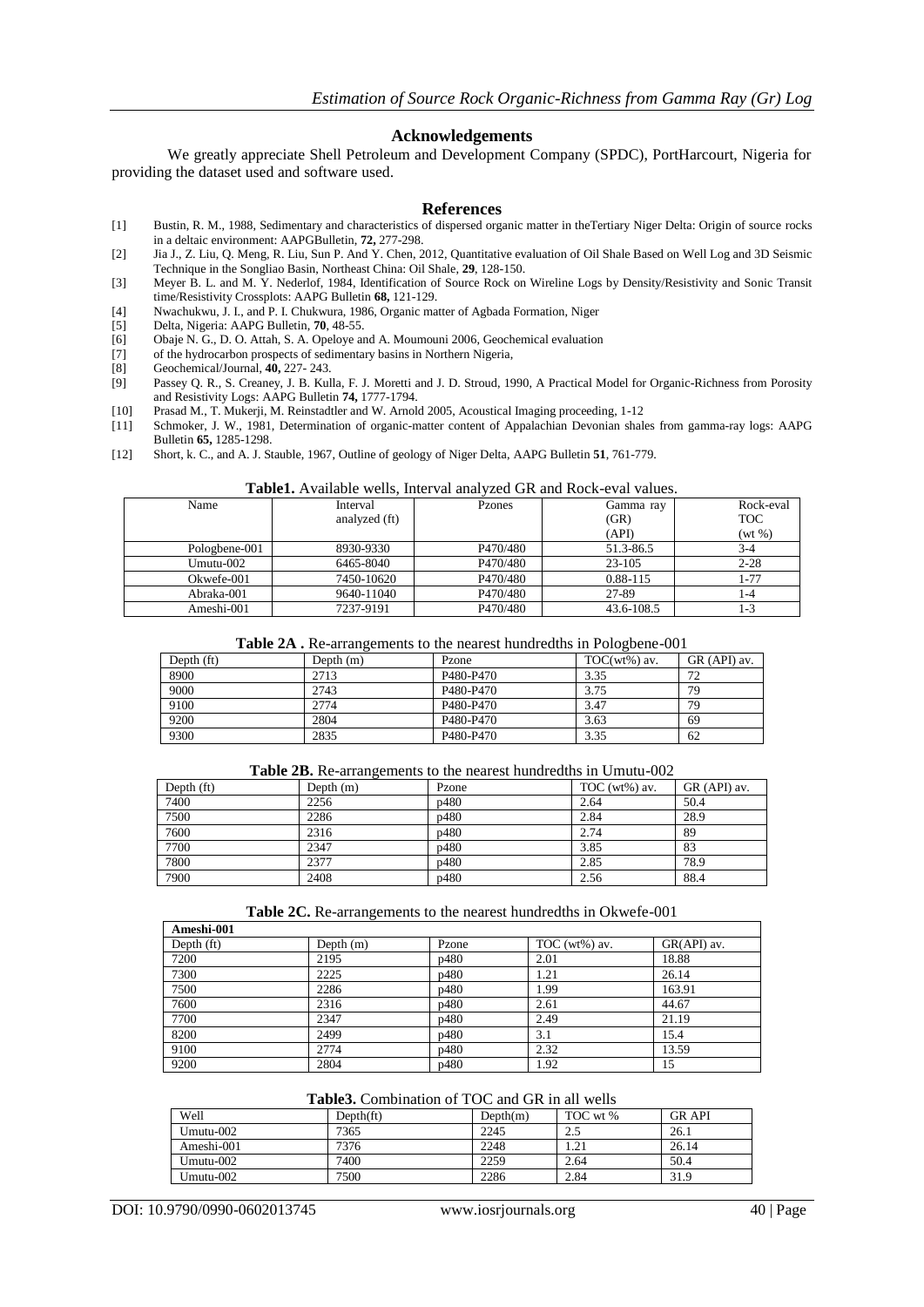## Acknowledgements

We greatly appreciate Shell Petroleum and Development Company (SPDC), PortHarcourt, Nigeria for providing the dataset used and software used.

## References

- [1] Bustin, R. M., 1988, Sedimentary and characteristics of dispersed organic matter in theTertiary Niger Delta: Origin of source rocks in a deltaic environment: AAPGBulletin, **72,** 277-298.
- [2] Jia J., Z. Liu, Q. Meng, R. Liu, Sun P. And Y. Chen, 2012, Quantitative evaluation of Oil Shale Based on Well Log and 3D Seismic Technique in the Songliao Basin, Northeast China: Oil Shale, **29**, 128-150.
- [3] Meyer B. L. and M. Y. Nederlof, 1984, Identification of Source Rock on Wireline Logs by Density/Resistivity and Sonic Transit time/Resistivity Crossplots: AAPG Bulletin **68,** 121-129.
- [4] Nwachukwu, J. I., and P. I. Chukwura, 1986, Organic matter of Agbada Formation, Niger
- [5] Delta, Nigeria: AAPG Bulletin, **70**, 48-55.
- [6] Obaje N. G., D. O. Attah, S. A. Opeloye and A. Moumouni 2006, Geochemical evaluation
- [7] of the hydrocarbon prospects of sedimentary basins in Northern Nigeria,
- [8] Geochemical/Journal, **40,** 227- 243.
- [9] Passey Q. R., S. Creaney, J. B. Kulla, F. J. Moretti and J. D. Stroud, 1990, A Practical Model for Organic-Richness from Porosity and Resistivity Logs: AAPG Bulletin **74,** 1777-1794.
- [10] Prasad M., T. Mukerji, M. Reinstadtler and W. Arnold 2005, Acoustical Imaging proceeding, 1-12
- [11] Schmoker, J. W., 1981, Determination of organic-matter content of Appalachian Devonian shales from gamma-ray logs: AAPG Bulletin **65,** 1285-1298.
- [12] Short, k. C., and A. J. Stauble, 1967, Outline of geology of Niger Delta, AAPG Bulletin **51**, 761-779.

**Table1.** Available wells, Interval analyzed GR and Rock-eval values.

| Name | Interval analyzed (ft) | Pzones | Gamma ray (GR) (API) | Rock-eval TOC (wt %) |
|---|---|---|---|---|
| Pologbene-001 | 8930-9330 | P470/480 | 51.3-86.5 | 3-4 |
| Umutu-002 | 6465-8040 | P470/480 | 23-105 | 2-28 |
| Okwefe-001 | 7450-10620 | P470/480 | 0.88-115 | 1-77 |
| Abraka-001 | 9640-11040 | P470/480 | 27-89 | 1-4 |
| Ameshi-001 | 7237-9191 | P470/480 | 43.6-108.5 | 1-3 |

**Table 2A .** Re-arrangements to the nearest hundredths in Pologbene-001

| Depth (ft) | Depth (m) | Pzone | TOC(wt%) av. | GR (API) av. |
|---|---|---|---|---|
| 8900 | 2713 | P480-P470 | 3.35 | 72 |
| 9000 | 2743 | P480-P470 | 3.75 | 79 |
| 9100 | 2774 | P480-P470 | 3.47 | 79 |
| 9200 | 2804 | P480-P470 | 3.63 | 69 |
| 9300 | 2835 | P480-P470 | 3.35 | 62 |

**Table 2B.** Re-arrangements to the nearest hundredths in Umutu-002

| Depth (ft) | Depth (m) | Pzone | TOC (wt%) av. | GR (API) av. |
|---|---|---|---|---|
| 7400 | 2256 | p480 | 2.64 | 50.4 |
| 7500 | 2286 | p480 | 2.84 | 28.9 |
| 7600 | 2316 | p480 | 2.74 | 89 |
| 7700 | 2347 | p480 | 3.85 | 83 |
| 7800 | 2377 | p480 | 2.85 | 78.9 |
| 7900 | 2408 | p480 | 2.56 | 88.4 |

**Table 2C.** Re-arrangements to the nearest hundredths in Okwefe-001

| **Ameshi-001** | | | | |
|---|---|---|---|---|
| Depth (ft) | Depth (m) | Pzone | TOC (wt%) av. | GR(API) av. |
| 7200 | 2195 | p480 | 2.01 | 18.88 |
| 7300 | 2225 | p480 | 1.21 | 26.14 |
| 7500 | 2286 | p480 | 1.99 | 163.91 |
| 7600 | 2316 | p480 | 2.61 | 44.67 |
| 7700 | 2347 | p480 | 2.49 | 21.19 |
| 8200 | 2499 | p480 | 3.1 | 15.4 |
| 9100 | 2774 | p480 | 2.32 | 13.59 |
| 9200 | 2804 | p480 | 1.92 | 15 |

**Table3.** Combination of TOC and GR in all wells

| Well | Depth(ft) | Depth(m) | TOC wt % | GR API |
|---|---|---|---|---|
| Umutu-002 | 7365 | 2245 | 2.5 | 26.1 |
| Ameshi-001 | 7376 | 2248 | 1.21 | 26.14 |
| Umutu-002 | 7400 | 2259 | 2.64 | 50.4 |
| Umutu-002 | 7500 | 2286 | 2.84 | 31.9 |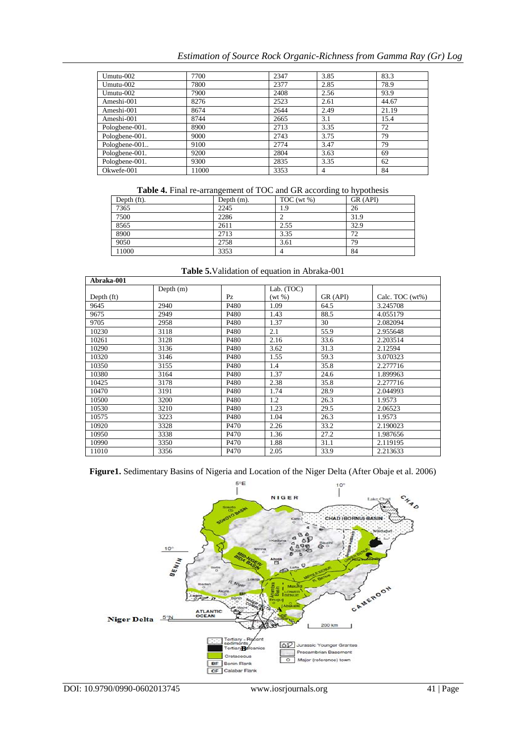| Umutu-002 | 7700 | 2347 | 3.85 | 83.3 |
|---|---|---|---|---|
| Umutu-002 | 7800 | 2377 | 2.85 | 78.9 |
| Umutu-002 | 7900 | 2408 | 2.56 | 93.9 |
| Ameshi-001 | 8276 | 2523 | 2.61 | 44.67 |
| Ameshi-001 | 8674 | 2644 | 2.49 | 21.19 |
| Ameshi-001 | 8744 | 2665 | 3.1 | 15.4 |
| Pologbene-001. | 8900 | 2713 | 3.35 | 72 |
| Pologbene-001. | 9000 | 2743 | 3.75 | 79 |
| Pologbene-001.. | 9100 | 2774 | 3.47 | 79 |
| Pologbene-001. | 9200 | 2804 | 3.63 | 69 |
| Pologbene-001. | 9300 | 2835 | 3.35 | 62 |
| Okwefe-001 | 11000 | 3353 | 4 | 84 |

**Table 4.** Final re-arrangement of TOC and GR according to hypothesis

| Depth (ft). | Depth (m). | TOC (wt %) | GR (API) |
|---|---|---|---|
| 7365 | 2245 | 1.9 | 26 |
| 7500 | 2286 | 2 | 31.9 |
| 8565 | 2611 | 2.55 | 32.9 |
| 8900 | 2713 | 3.35 | 72 |
| 9050 | 2758 | 3.61 | 79 |
| 11000 | 3353 | 4 | 84 |

**Table 5.** Validation of equation in Abraka-001

| Abraka-001 | | | | | |
|---|---|---|---|---|---|
| Depth (ft) | Depth (m) | Pz | Lab. (TOC) (wt %) | GR (API) | Calc. TOC (wt%) |
| 9645 | 2940 | P480 | 1.09 | 64.5 | 3.245708 |
| 9675 | 2949 | P480 | 1.43 | 88.5 | 4.055179 |
| 9705 | 2958 | P480 | 1.37 | 30 | 2.082094 |
| 10230 | 3118 | P480 | 2.1 | 55.9 | 2.955648 |
| 10261 | 3128 | P480 | 2.16 | 33.6 | 2.203514 |
| 10290 | 3136 | P480 | 3.62 | 31.3 | 2.12594 |
| 10320 | 3146 | P480 | 1.55 | 59.3 | 3.070323 |
| 10350 | 3155 | P480 | 1.4 | 35.8 | 2.277716 |
| 10380 | 3164 | P480 | 1.37 | 24.6 | 1.899963 |
| 10425 | 3178 | P480 | 2.38 | 35.8 | 2.277716 |
| 10470 | 3191 | P480 | 1.74 | 28.9 | 2.044993 |
| 10500 | 3200 | P480 | 1.2 | 26.3 | 1.9573 |
| 10530 | 3210 | P480 | 1.23 | 29.5 | 2.06523 |
| 10575 | 3223 | P480 | 1.04 | 26.3 | 1.9573 |
| 10920 | 3328 | P470 | 2.26 | 33.2 | 2.190023 |
| 10950 | 3338 | P470 | 1.36 | 27.2 | 1.987656 |
| 10990 | 3350 | P470 | 1.88 | 31.1 | 2.119195 |
| 11010 | 3356 | P470 | 2.05 | 33.9 | 2.213633 |

**Figure1.** Sedimentary Basins of Nigeria and Location of the Niger Delta (After Obaje et al. 2006)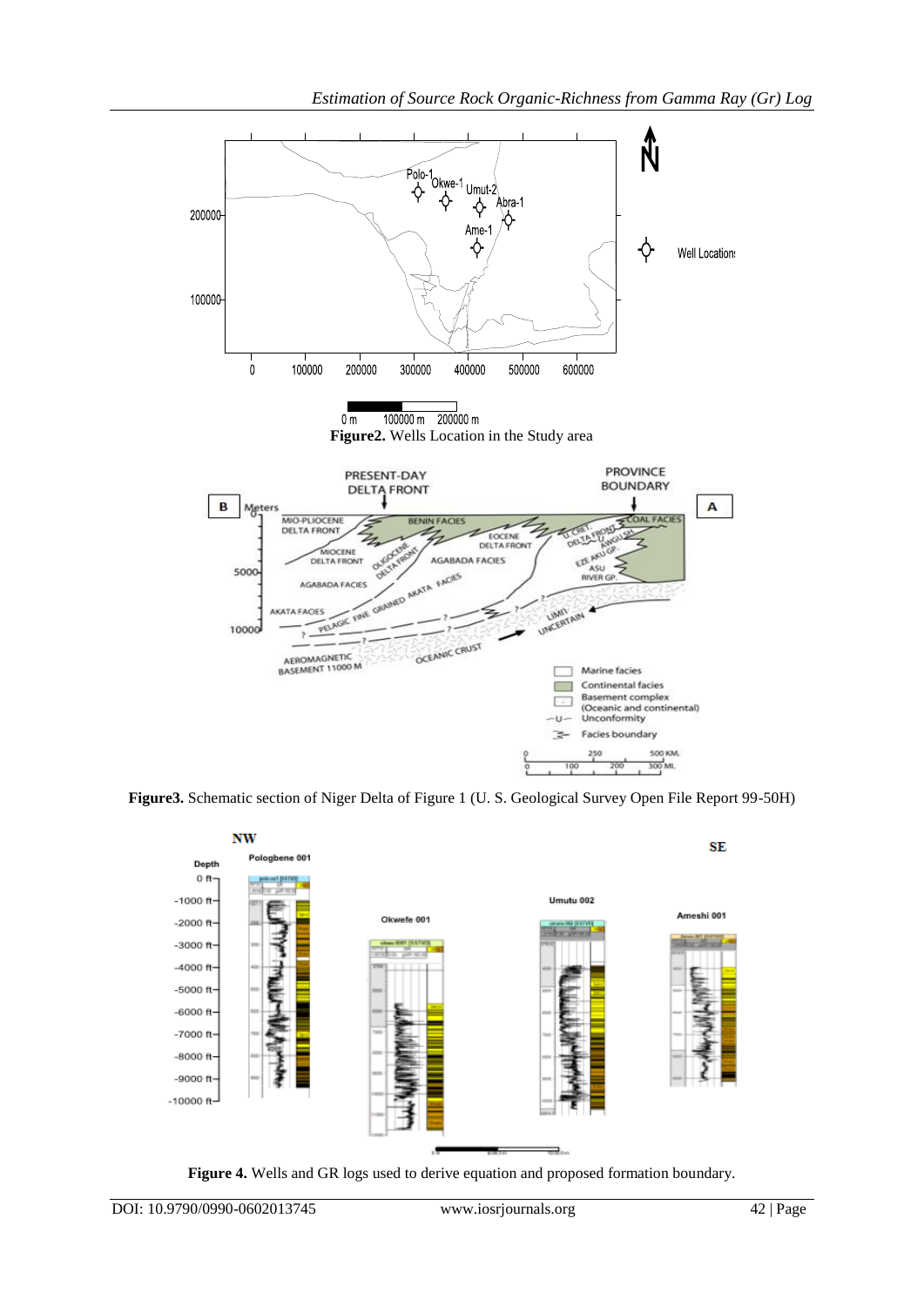**Figure2.** Wells Location in the Study area

**Figure3.** Schematic section of Niger Delta of Figure 1 (U. S. Geological Survey Open File Report 99-50H)

**Figure 4.** Wells and GR logs used to derive equation and proposed formation boundary.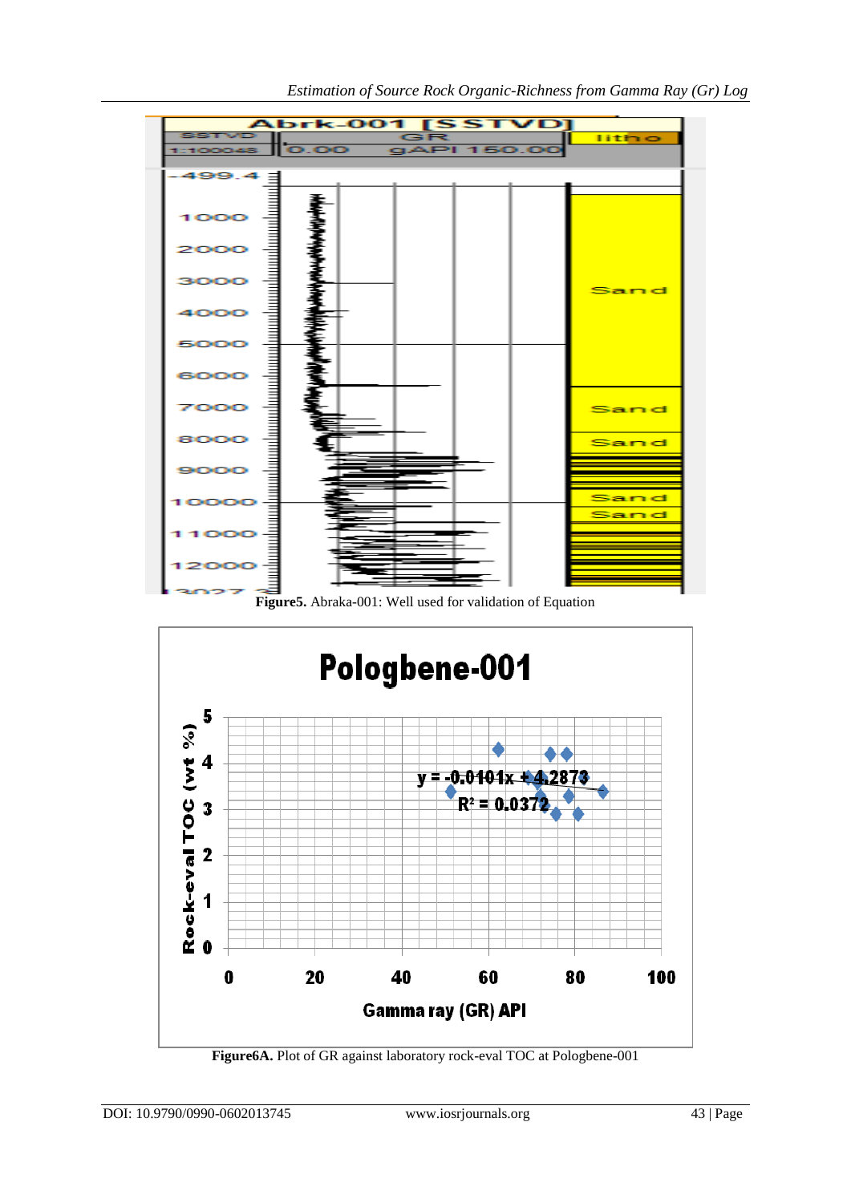Figure5. Abraka-001: Well used for validation of Equation

Figure6A. Plot of GR against laboratory rock-eval TOC at Pologbene-001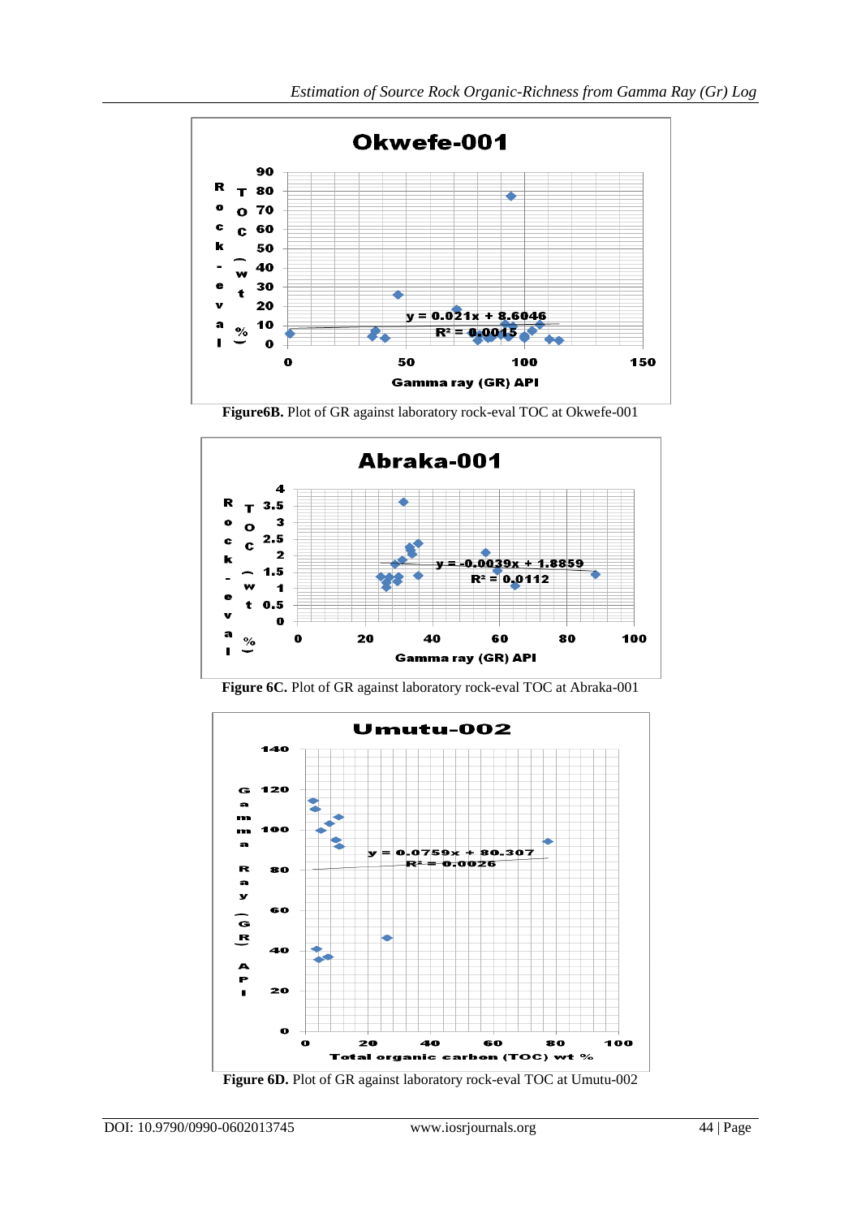**Figure6B.** Plot of GR against laboratory rock-eval TOC at Okwefe-001

**Figure 6C.** Plot of GR against laboratory rock-eval TOC at Abraka-001

**Figure 6D.** Plot of GR against laboratory rock-eval TOC at Umutu-002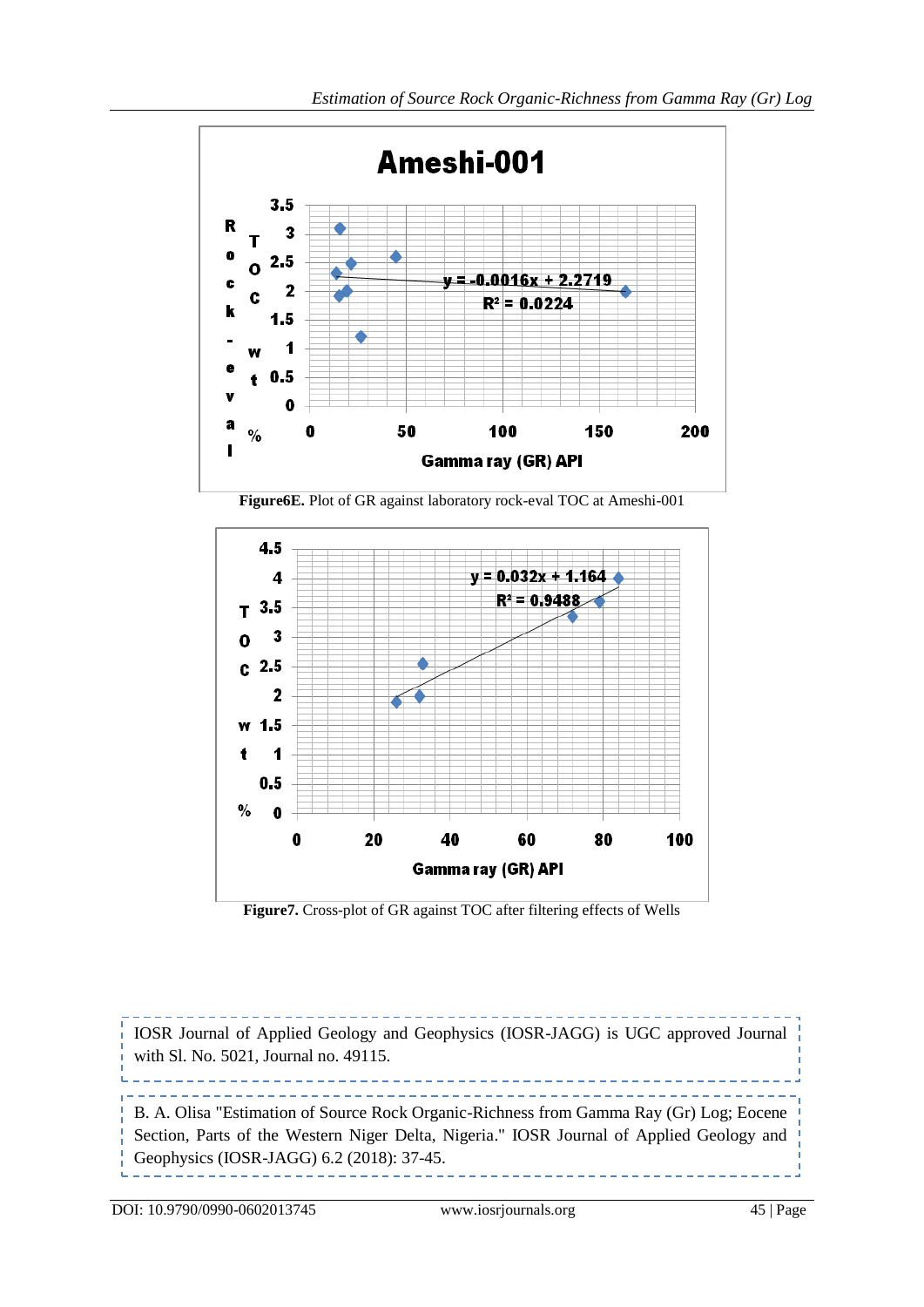Ameshi-001

R
o
c
k
-
e
v
a
l

TOC wt %

3.5
3
2.5
2
1.5
1
0.5
0

0 50 100 150 200

Gamma ray (GR) API

$y = -0.0016x + 2.2719$

$R^2 = 0.0224$

**Figure6E.** Plot of GR against laboratory rock-eval TOC at Ameshi-001

TOC wt %

4.5
4
3.5
3
2.5
2
1.5
1
0.5
0

0 20 40 60 80 100

Gamma ray (GR) API

$y = 0.032x + 1.164$

$R^2 = 0.9488$

**Figure7.** Cross-plot of GR against TOC after filtering effects of Wells

IOSR Journal of Applied Geology and Geophysics (IOSR-JAGG) is UGC approved Journal with Sl. No. 5021, Journal no. 49115.

B. A. Olisa "Estimation of Source Rock Organic-Richness from Gamma Ray (Gr) Log; Eocene Section, Parts of the Western Niger Delta, Nigeria." IOSR Journal of Applied Geology and Geophysics (IOSR-JAGG) 6.2 (2018): 37-45.